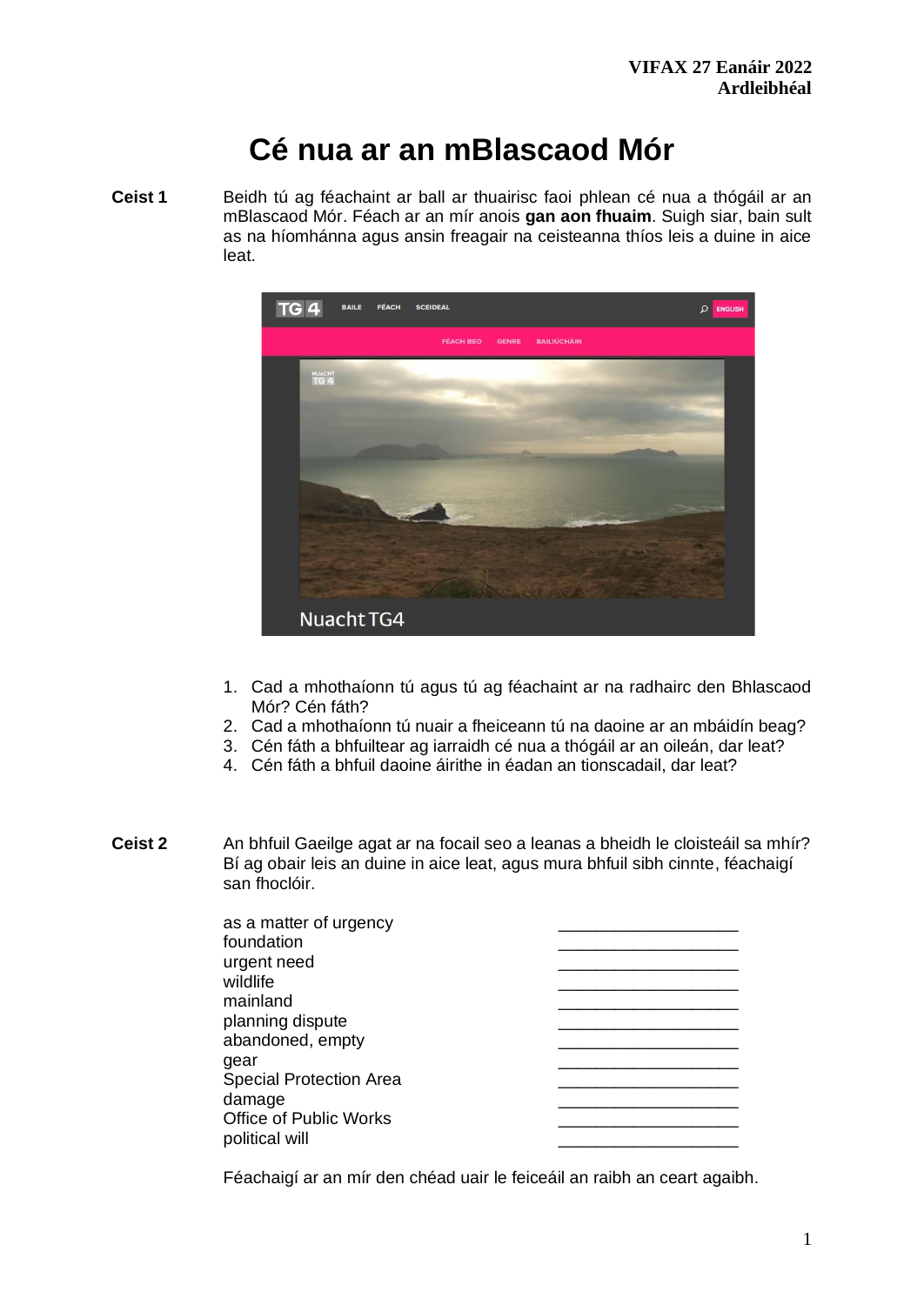**VIFAX 27 Eanáir 2022**
**Ardleibhéal**

# Cé nua ar an mBlascaod Mór

**Ceist 1** Beidh tú ag féachaint ar ball ar thuairisc faoi phlean cé nua a thógáil ar an mBlascaod Mór. Féach ar an mír anois **gan aon fhuaim**. Suigh siar, bain sult as na híomhánna agus ansin freagair na ceisteanna thíos leis a duine in aice leat.

1. Cad a mhothaíonn tú agus tú ag féachaint ar na radhairc den Bhlascaod Mór? Cén fáth?
2. Cad a mhothaíonn tú nuair a fheiceann tú na daoine ar an mbáidín beag?
3. Cén fáth a bhfuiltear ag iarraidh cé nua a thógáil ar an oileán, dar leat?
4. Cén fáth a bhfuil daoine áirithe in éadan an tionscadail, dar leat?

**Ceist 2** An bhfuil Gaeilge agat ar na focail seo a leanas a bheidh le cloisteáil sa mhír? Bí ag obair leis an duine in aice leat, agus mura bhfuil sibh cinnte, féachaigí san fhoclóir.

| | |
|---|---|
| as a matter of urgency | ___________________ |
| foundation | ___________________ |
| urgent need | ___________________ |
| wildlife | ___________________ |
| mainland | ___________________ |
| planning dispute | ___________________ |
| abandoned, empty | ___________________ |
| gear | ___________________ |
| Special Protection Area | ___________________ |
| damage | ___________________ |
| Office of Public Works | ___________________ |
| political will | ___________________ |

Féachaigí ar an mír den chéad uair le feiceáil an raibh an ceart agaibh.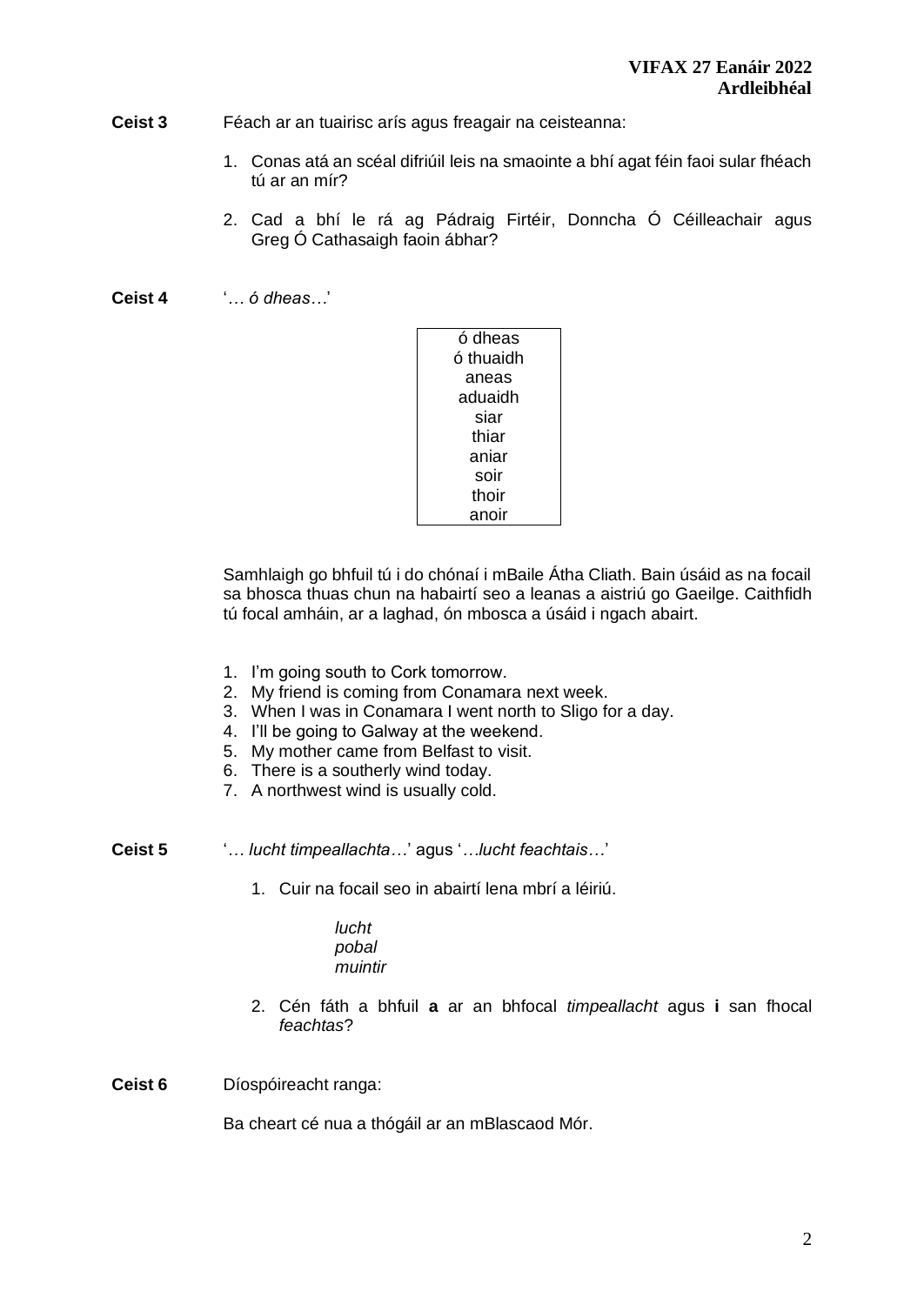**Ceist 3** Féach ar an tuairisc arís agus freagair na ceisteanna:

1. Conas atá an scéal difriúil leis na smaointe a bhí agat féin faoi sular fhéach tú ar an mír?
2. Cad a bhí le rá ag Pádraig Firtéir, Donncha Ó Céilleachair agus Greg Ó Cathasaigh faoin ábhar?

**Ceist 4** '*… ó dheas…*'

| ó dheas |
|---|
| ó thuaidh |
| aneas |
| aduaidh |
| siar |
| thiar |
| aniar |
| soir |
| thoir |
| anoir |

Samhlaigh go bhfuil tú i do chónaí i mBaile Átha Cliath. Bain úsáid as na focail sa bhosca thuas chun na habairtí seo a leanas a aistriú go Gaeilge. Caithfidh tú focal amháin, ar a laghad, ón mbosca a úsáid i ngach abairt.

1. I'm going south to Cork tomorrow.
2. My friend is coming from Conamara next week.
3. When I was in Conamara I went north to Sligo for a day.
4. I'll be going to Galway at the weekend.
5. My mother came from Belfast to visit.
6. There is a southerly wind today.
7. A northwest wind is usually cold.

**Ceist 5** '*… lucht timpeallachta…*' agus '*…lucht feachtais…*'

1. Cuir na focail seo in abairtí lena mbrí a léiriú.

   *lucht*
   *pobal*
   *muintir*

2. Cén fáth a bhfuil **a** ar an bhfocal *timpeallacht* agus **i** san fhocal *feachtas*?

**Ceist 6** Díospóireacht ranga:

Ba cheart cé nua a thógáil ar an mBlascaod Mór.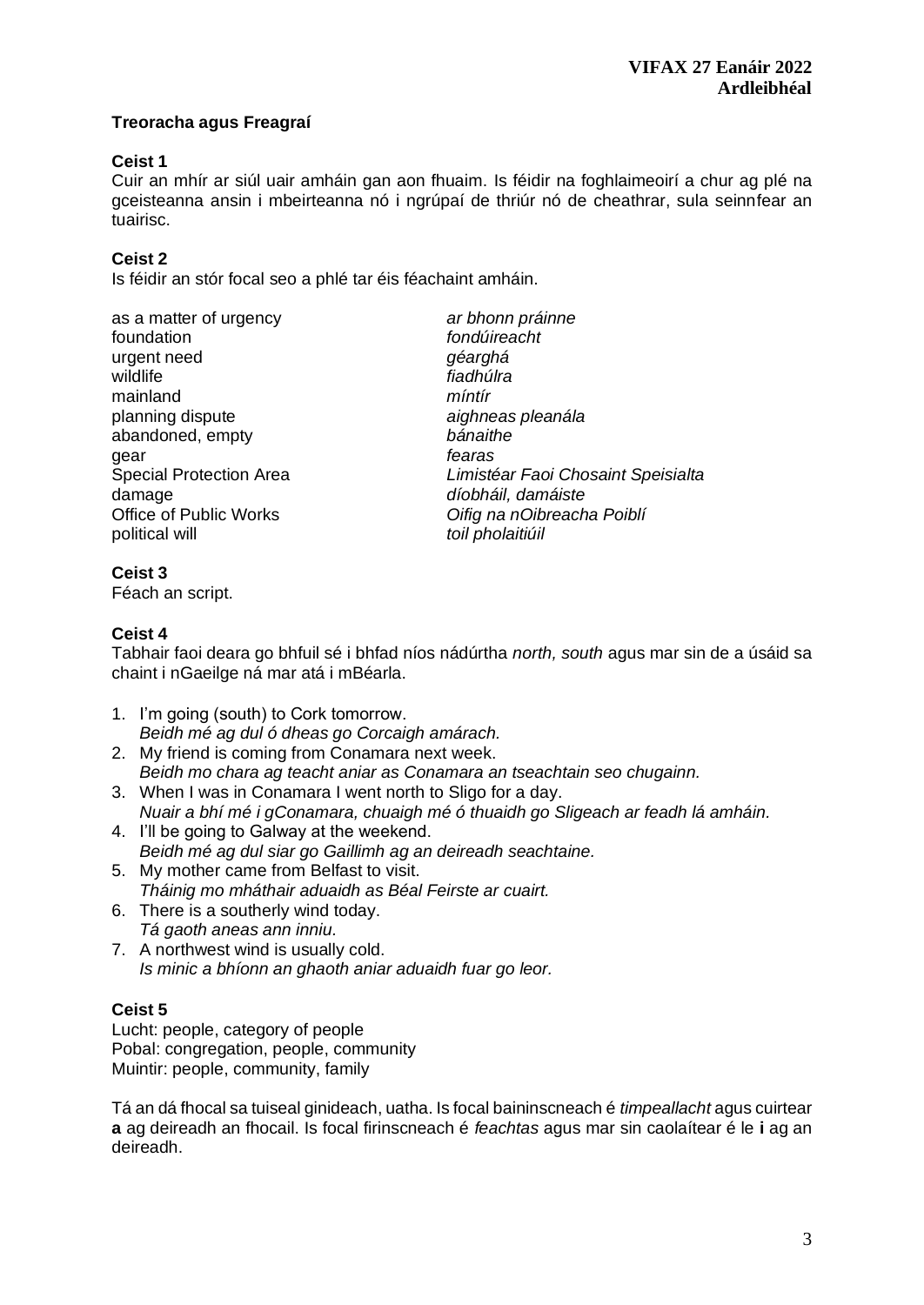**Treoracha agus Freagraí**

**Ceist 1**

Cuir an mhír ar siúl uair amháin gan aon fhuaim. Is féidir na foghlaimeoirí a chur ag plé na gceisteanna ansin i mbeirteanna nó i ngrúpaí de thriúr nó de cheathrar, sula seinnfear an tuairisc.

**Ceist 2**

Is féidir an stór focal seo a phlé tar éis féachaint amháin.

| | |
|---|---|
| as a matter of urgency | *ar bhonn práinne* |
| foundation | *fondúireacht* |
| urgent need | *géarghá* |
| wildlife | *fiadhúlra* |
| mainland | *míntír* |
| planning dispute | *aighneas pleanála* |
| abandoned, empty | *bánaithe* |
| gear | *fearas* |
| Special Protection Area | *Limistéar Faoi Chosaint Speisialta* |
| damage | *díobháil, damáiste* |
| Office of Public Works | *Oifig na nOibreacha Poiblí* |
| political will | *toil pholaitiúil* |

**Ceist 3**

Féach an script.

**Ceist 4**

Tabhair faoi deara go bhfuil sé i bhfad níos nádúrtha *north, south* agus mar sin de a úsáid sa chaint i nGaeilge ná mar atá i mBéarla.

1. I'm going (south) to Cork tomorrow.
   *Beidh mé ag dul ó dheas go Corcaigh amárach.*
2. My friend is coming from Conamara next week.
   *Beidh mo chara ag teacht aniar as Conamara an tseachtain seo chugainn.*
3. When I was in Conamara I went north to Sligo for a day.
   *Nuair a bhí mé i gConamara, chuaigh mé ó thuaidh go Sligeach ar feadh lá amháin.*
4. I'll be going to Galway at the weekend.
   *Beidh mé ag dul siar go Gaillimh ag an deireadh seachtaine.*
5. My mother came from Belfast to visit.
   *Tháinig mo mháthair aduaidh as Béal Feirste ar cuairt.*
6. There is a southerly wind today.
   *Tá gaoth aneas ann inniu.*
7. A northwest wind is usually cold.
   *Is minic a bhíonn an ghaoth aniar aduaidh fuar go leor.*

**Ceist 5**

Lucht: people, category of people
Pobal: congregation, people, community
Muintir: people, community, family

Tá an dá fhocal sa tuiseal ginideach, uatha. Is focal baininscneach é *timpeallacht* agus cuirtear **a** ag deireadh an fhocail. Is focal firinscneach é *feachtas* agus mar sin caolaítear é le **i** ag an deireadh.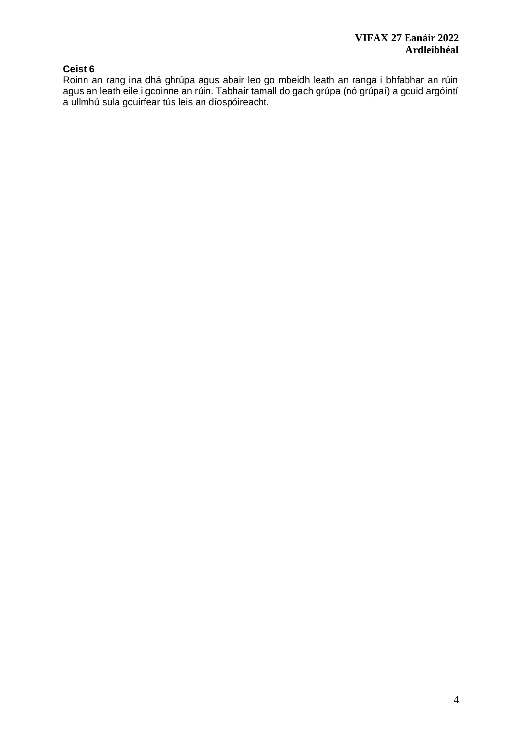**Ceist 6**

Roinn an rang ina dhá ghrúpa agus abair leo go mbeidh leath an ranga i bhfabhar an rúin agus an leath eile i gcoinne an rúin. Tabhair tamall do gach grúpa (nó grúpaí) a gcuid argóintí a ullmhú sula gcuirfear tús leis an díospóireacht.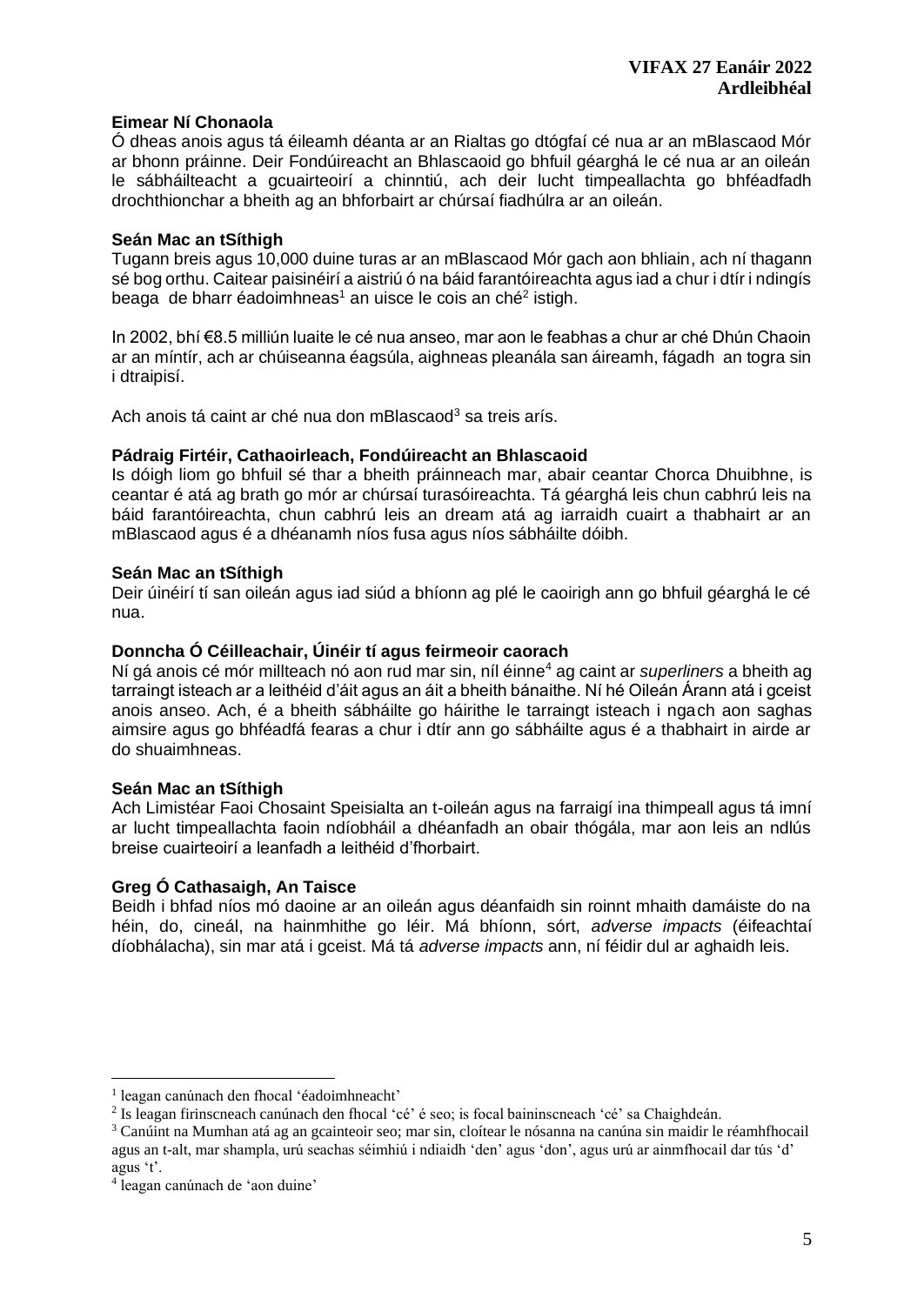**Eimear Ní Chonaola**
Ó dheas anois agus tá éileamh déanta ar an Rialtas go dtógfaí cé nua ar an mBlascaod Mór ar bhonn práinne. Deir Fondúireacht an Bhlascaoid go bhfuil géarghá le cé nua ar an oileán le sábháilteacht a gcuairteoirí a chinntiú, ach deir lucht timpeallachta go bhféadfadh drochthionchar a bheith ag an bhforbairt ar chúrsaí fiadhúlra ar an oileán.

**Seán Mac an tSíthigh**
Tugann breis agus 10,000 duine turas ar an mBlascaod Mór gach aon bhliain, ach ní thagann sé bog orthu. Caitear paisinéirí a aistriú ó na báid farantóireachta agus iad a chur i dtír i ndingís beaga de bharr éadoimhneas[1] an uisce le cois an ché[2] istigh.

In 2002, bhí €8.5 milliún luaite le cé nua anseo, mar aon le feabhas a chur ar ché Dhún Chaoin ar an míntír, ach ar chúiseanna éagsúla, aighneas pleanála san áireamh, fágadh an togra sin i dtraipisí.

Ach anois tá caint ar ché nua don mBlascaod[3] sa treis arís.

**Pádraig Firtéir, Cathaoirleach, Fondúireacht an Bhlascaoid**
Is dóigh liom go bhfuil sé thar a bheith práinneach mar, abair ceantar Chorca Dhuibhne, is ceantar é atá ag brath go mór ar chúrsaí turasóireachta. Tá géarghá leis chun cabhrú leis na báid farantóireachta, chun cabhrú leis an dream atá ag iarraidh cuairt a thabhairt ar an mBlascaod agus é a dhéanamh níos fusa agus níos sábháilte dóibh.

**Seán Mac an tSíthigh**
Deir úinéirí tí san oileán agus iad siúd a bhíonn ag plé le caoirigh ann go bhfuil géarghá le cé nua.

**Donncha Ó Céilleachair, Úinéir tí agus feirmeoir caorach**
Ní gá anois cé mór millteach nó aon rud mar sin, níl éinne[4] ag caint ar *superliners* a bheith ag tarraingt isteach ar a leithéid d'áit agus an áit a bheith bánaithe. Ní hé Oileán Árann atá i gceist anois anseo. Ach, é a bheith sábháilte go háirithe le tarraingt isteach i ngach aon saghas aimsire agus go bhféadfá fearas a chur i dtír ann go sábháilte agus é a thabhairt in airde ar do shuaimhneas.

**Seán Mac an tSíthigh**
Ach Limistéar Faoi Chosaint Speisialta an t-oileán agus na farraigí ina thimpeall agus tá imní ar lucht timpeallachta faoin ndíobháil a dhéanfadh an obair thógála, mar aon leis an ndlús breise cuairteoirí a leanfadh a leithéid d'fhorbairt.

**Greg Ó Cathasaigh, An Taisce**
Beidh i bhfad níos mó daoine ar an oileán agus déanfaidh sin roinnt mhaith damáiste do na héin, do, cineál, na hainmhithe go léir. Má bhíonn, sórt, *adverse impacts* (éifeachtaí díobhálacha), sin mar atá i gceist. Má tá *adverse impacts* ann, ní féidir dul ar aghaidh leis.

---

[1] leagan canúnach den fhocal 'éadoimhneacht'

[2] Is leagan firinscneach canúnach den fhocal 'cé' é seo; is focal baininscneach 'cé' sa Chaighdeán.

[3] Canúint na Mumhan atá ag an gcainteoir seo; mar sin, cloítear le nósanna na canúna sin maidir le réamhfhocail agus an t-alt, mar shampla, urú seachas séimhiú i ndiaidh 'den' agus 'don', agus urú ar ainmfhocail dar tús 'd' agus 't'.

[4] leagan canúnach de 'aon duine'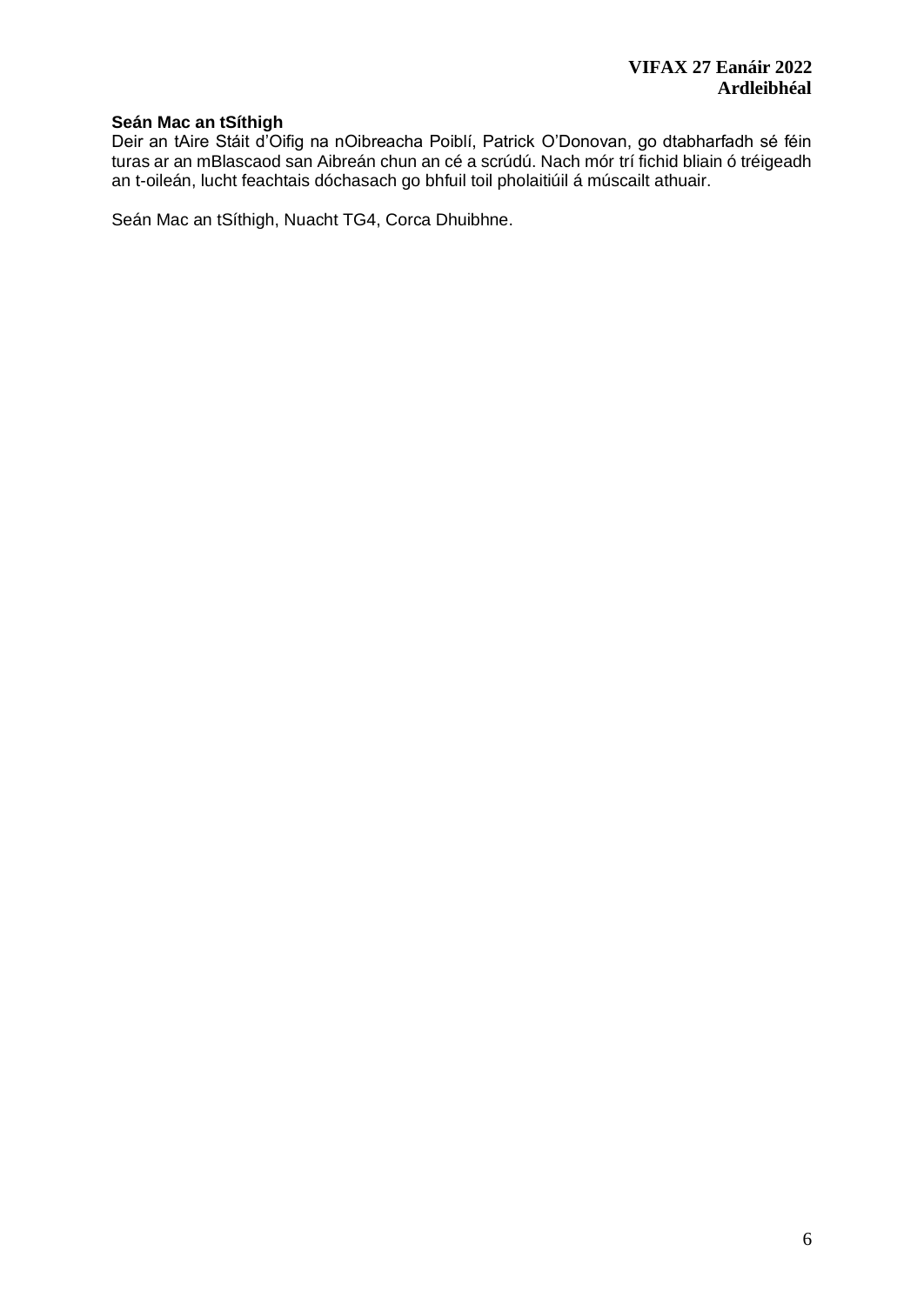**Seán Mac an tSíthigh**

Deir an tAire Stáit d'Oifig na nOibreacha Poiblí, Patrick O'Donovan, go dtabharfadh sé féin turas ar an mBlascaod san Aibreán chun an cé a scrúdú. Nach mór trí fichid bliain ó tréigeadh an t-oileán, lucht feachtais dóchasach go bhfuil toil pholaitiúil á múscailt athuair.

Seán Mac an tSíthigh, Nuacht TG4, Corca Dhuibhne.